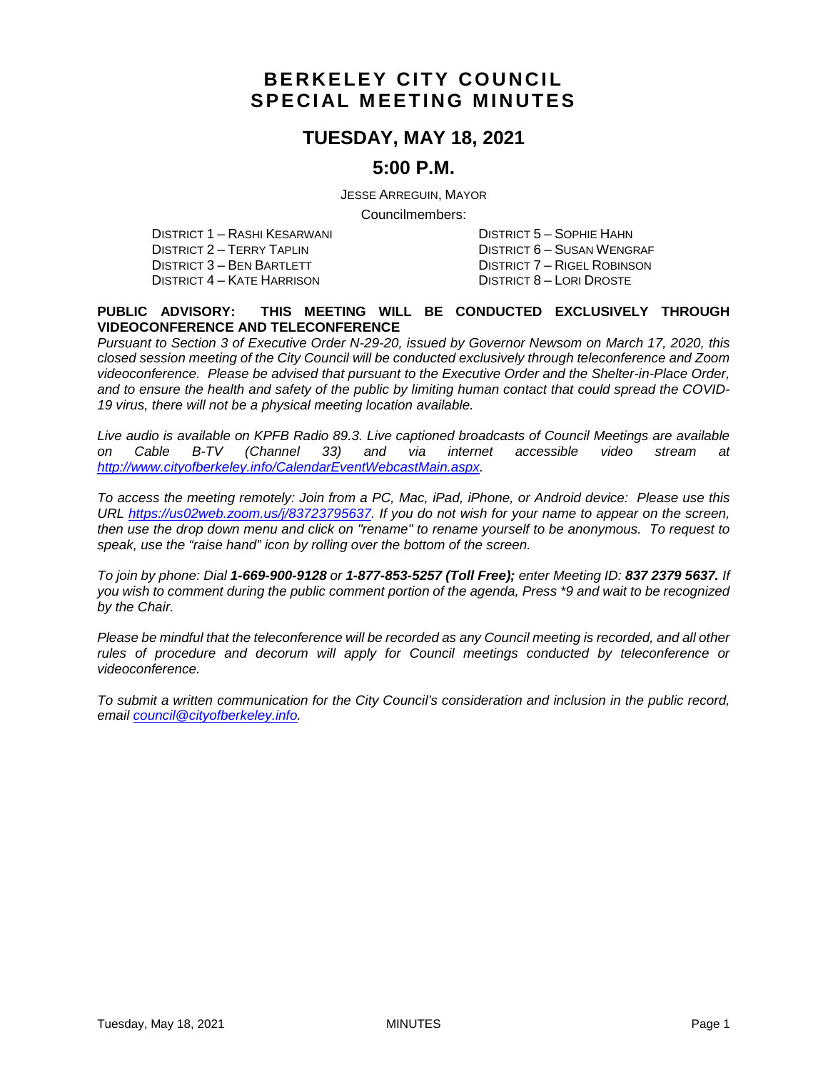# BERKELEY CITY COUNCIL SPECIAL MEETING MINUTES

## TUESDAY, MAY 18, 2021

## 5:00 P.M.

JESSE ARREGUIN, MAYOR

Councilmembers:

DISTRICT 1 – RASHI KESARWANI
DISTRICT 2 – TERRY TAPLIN
DISTRICT 3 – BEN BARTLETT
DISTRICT 4 – KATE HARRISON
DISTRICT 5 – SOPHIE HAHN
DISTRICT 6 – SUSAN WENGRAF
DISTRICT 7 – RIGEL ROBINSON
DISTRICT 8 – LORI DROSTE

**PUBLIC ADVISORY: THIS MEETING WILL BE CONDUCTED EXCLUSIVELY THROUGH VIDEOCONFERENCE AND TELECONFERENCE**

*Pursuant to Section 3 of Executive Order N-29-20, issued by Governor Newsom on March 17, 2020, this closed session meeting of the City Council will be conducted exclusively through teleconference and Zoom videoconference. Please be advised that pursuant to the Executive Order and the Shelter-in-Place Order, and to ensure the health and safety of the public by limiting human contact that could spread the COVID-19 virus, there will not be a physical meeting location available.*

*Live audio is available on KPFB Radio 89.3. Live captioned broadcasts of Council Meetings are available on Cable B-TV (Channel 33) and via internet accessible video stream at [http://www.cityofberkeley.info/CalendarEventWebcastMain.aspx](http://www.cityofberkeley.info/CalendarEventWebcastMain.aspx).*

*To access the meeting remotely: Join from a PC, Mac, iPad, iPhone, or Android device: Please use this URL [https://us02web.zoom.us/j/83723795637](https://us02web.zoom.us/j/83723795637). If you do not wish for your name to appear on the screen, then use the drop down menu and click on "rename" to rename yourself to be anonymous. To request to speak, use the "raise hand" icon by rolling over the bottom of the screen.*

*To join by phone: Dial **1-669-900-9128** or **1-877-853-5257 (Toll Free);** enter Meeting ID: **837 2379 5637.** If you wish to comment during the public comment portion of the agenda, Press \*9 and wait to be recognized by the Chair.*

*Please be mindful that the teleconference will be recorded as any Council meeting is recorded, and all other rules of procedure and decorum will apply for Council meetings conducted by teleconference or videoconference.*

*To submit a written communication for the City Council's consideration and inclusion in the public record, email [council@cityofberkeley.info](mailto:council@cityofberkeley.info).*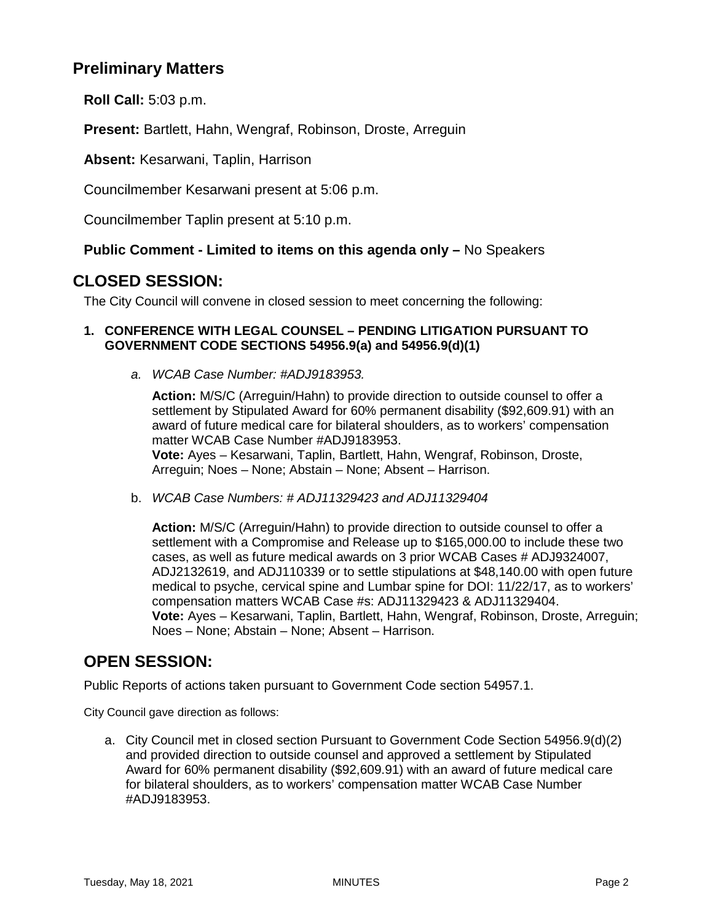## Preliminary Matters

**Roll Call:** 5:03 p.m.

**Present:** Bartlett, Hahn, Wengraf, Robinson, Droste, Arreguin

**Absent:** Kesarwani, Taplin, Harrison

Councilmember Kesarwani present at 5:06 p.m.

Councilmember Taplin present at 5:10 p.m.

**Public Comment - Limited to items on this agenda only –** No Speakers

## CLOSED SESSION:

The City Council will convene in closed session to meet concerning the following:

**1. CONFERENCE WITH LEGAL COUNSEL – PENDING LITIGATION PURSUANT TO GOVERNMENT CODE SECTIONS 54956.9(a) and 54956.9(d)(1)**

a. *WCAB Case Number: #ADJ9183953.*

**Action:** M/S/C (Arreguin/Hahn) to provide direction to outside counsel to offer a settlement by Stipulated Award for 60% permanent disability ($92,609.91) with an award of future medical care for bilateral shoulders, as to workers' compensation matter WCAB Case Number #ADJ9183953.
**Vote:** Ayes – Kesarwani, Taplin, Bartlett, Hahn, Wengraf, Robinson, Droste, Arreguin; Noes – None; Abstain – None; Absent – Harrison.

b. *WCAB Case Numbers: # ADJ11329423 and ADJ11329404*

**Action:** M/S/C (Arreguin/Hahn) to provide direction to outside counsel to offer a settlement with a Compromise and Release up to $165,000.00 to include these two cases, as well as future medical awards on 3 prior WCAB Cases # ADJ9324007, ADJ2132619, and ADJ110339 or to settle stipulations at $48,140.00 with open future medical to psyche, cervical spine and Lumbar spine for DOI: 11/22/17, as to workers' compensation matters WCAB Case #s: ADJ11329423 & ADJ11329404.
**Vote:** Ayes – Kesarwani, Taplin, Bartlett, Hahn, Wengraf, Robinson, Droste, Arreguin; Noes – None; Abstain – None; Absent – Harrison.

## OPEN SESSION:

Public Reports of actions taken pursuant to Government Code section 54957.1.

City Council gave direction as follows:

a. City Council met in closed section Pursuant to Government Code Section 54956.9(d)(2) and provided direction to outside counsel and approved a settlement by Stipulated Award for 60% permanent disability ($92,609.91) with an award of future medical care for bilateral shoulders, as to workers' compensation matter WCAB Case Number #ADJ9183953.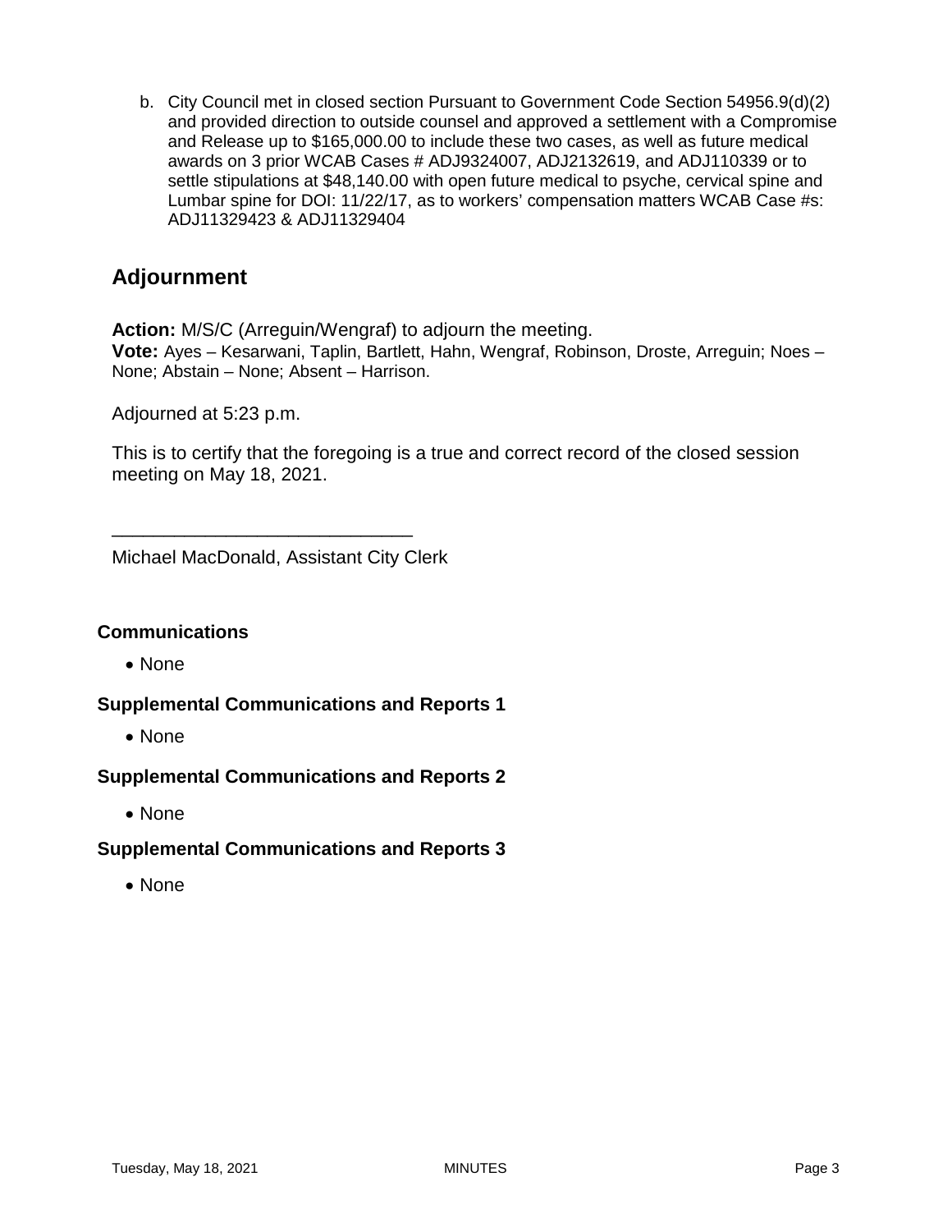b. City Council met in closed section Pursuant to Government Code Section 54956.9(d)(2) and provided direction to outside counsel and approved a settlement with a Compromise and Release up to $165,000.00 to include these two cases, as well as future medical awards on 3 prior WCAB Cases # ADJ9324007, ADJ2132619, and ADJ110339 or to settle stipulations at $48,140.00 with open future medical to psyche, cervical spine and Lumbar spine for DOI: 11/22/17, as to workers' compensation matters WCAB Case #s: ADJ11329423 & ADJ11329404

## Adjournment

**Action:** M/S/C (Arreguin/Wengraf) to adjourn the meeting.
**Vote:** Ayes – Kesarwani, Taplin, Bartlett, Hahn, Wengraf, Robinson, Droste, Arreguin; Noes – None; Abstain – None; Absent – Harrison.

Adjourned at 5:23 p.m.

This is to certify that the foregoing is a true and correct record of the closed session meeting on May 18, 2021.

_____________________________
Michael MacDonald, Assistant City Clerk

### Communications

- None

### Supplemental Communications and Reports 1

- None

### Supplemental Communications and Reports 2

- None

### Supplemental Communications and Reports 3

- None